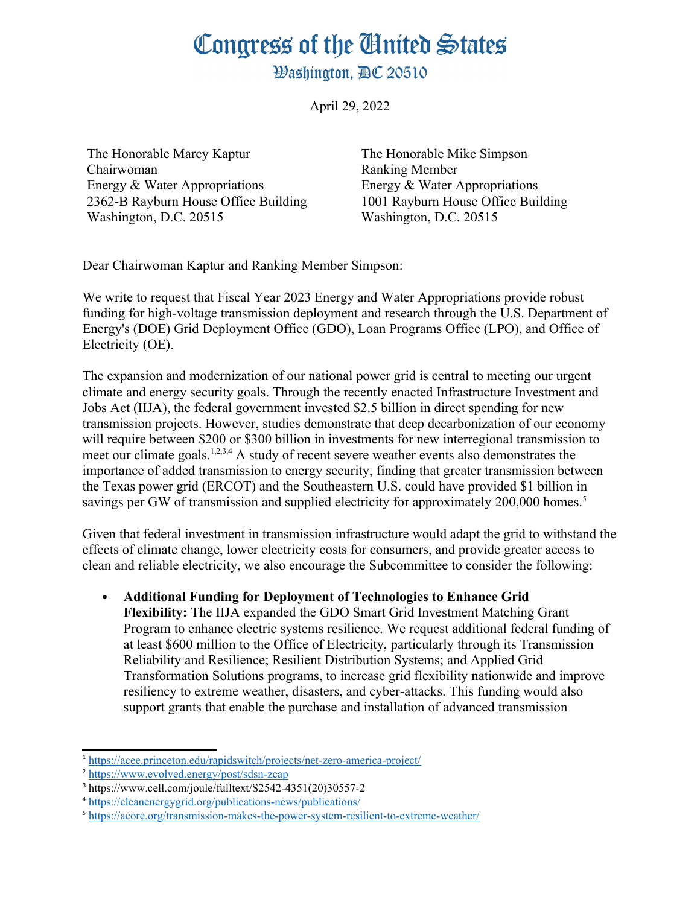# Congress of the United States

## Washington, DC 20510

April 29, 2022

The Honorable Marcy Kaptur
Chairwoman
Energy & Water Appropriations
2362-B Rayburn House Office Building
Washington, D.C. 20515

The Honorable Mike Simpson
Ranking Member
Energy & Water Appropriations
1001 Rayburn House Office Building
Washington, D.C. 20515

Dear Chairwoman Kaptur and Ranking Member Simpson:

We write to request that Fiscal Year 2023 Energy and Water Appropriations provide robust funding for high-voltage transmission deployment and research through the U.S. Department of Energy's (DOE) Grid Deployment Office (GDO), Loan Programs Office (LPO), and Office of Electricity (OE).

The expansion and modernization of our national power grid is central to meeting our urgent climate and energy security goals. Through the recently enacted Infrastructure Investment and Jobs Act (IIJA), the federal government invested $2.5 billion in direct spending for new transmission projects. However, studies demonstrate that deep decarbonization of our economy will require between $200 or $300 billion in investments for new interregional transmission to meet our climate goals.[1,2,3,4] A study of recent severe weather events also demonstrates the importance of added transmission to energy security, finding that greater transmission between the Texas power grid (ERCOT) and the Southeastern U.S. could have provided $1 billion in savings per GW of transmission and supplied electricity for approximately 200,000 homes.[5]

Given that federal investment in transmission infrastructure would adapt the grid to withstand the effects of climate change, lower electricity costs for consumers, and provide greater access to clean and reliable electricity, we also encourage the Subcommittee to consider the following:

- **Additional Funding for Deployment of Technologies to Enhance Grid Flexibility:** The IIJA expanded the GDO Smart Grid Investment Matching Grant Program to enhance electric systems resilience. We request additional federal funding of at least $600 million to the Office of Electricity, particularly through its Transmission Reliability and Resilience; Resilient Distribution Systems; and Applied Grid Transformation Solutions programs, to increase grid flexibility nationwide and improve resiliency to extreme weather, disasters, and cyber-attacks. This funding would also support grants that enable the purchase and installation of advanced transmission

---

[1] https://acee.princeton.edu/rapidswitch/projects/net-zero-america-project/

[2] https://www.evolved.energy/post/sdsn-zcap

[3] https://www.cell.com/joule/fulltext/S2542-4351(20)30557-2

[4] https://cleanenergygrid.org/publications-news/publications/

[5] https://acore.org/transmission-makes-the-power-system-resilient-to-extreme-weather/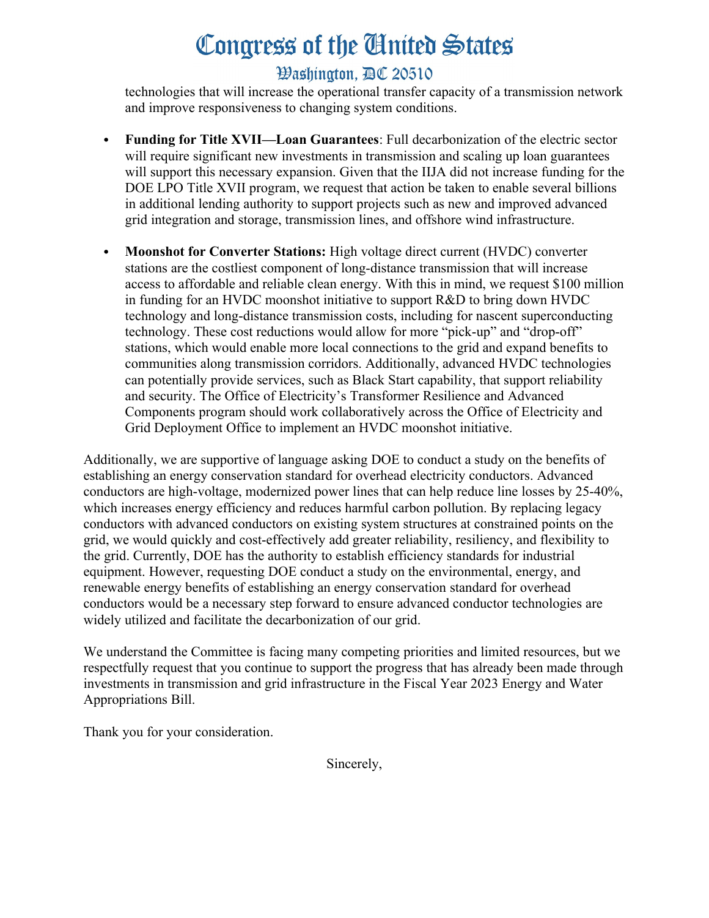technologies that will increase the operational transfer capacity of a transmission network and improve responsiveness to changing system conditions.

- **Funding for Title XVII—Loan Guarantees**: Full decarbonization of the electric sector will require significant new investments in transmission and scaling up loan guarantees will support this necessary expansion. Given that the IIJA did not increase funding for the DOE LPO Title XVII program, we request that action be taken to enable several billions in additional lending authority to support projects such as new and improved advanced grid integration and storage, transmission lines, and offshore wind infrastructure.

- **Moonshot for Converter Stations:** High voltage direct current (HVDC) converter stations are the costliest component of long-distance transmission that will increase access to affordable and reliable clean energy. With this in mind, we request $100 million in funding for an HVDC moonshot initiative to support R&D to bring down HVDC technology and long-distance transmission costs, including for nascent superconducting technology. These cost reductions would allow for more "pick-up" and "drop-off" stations, which would enable more local connections to the grid and expand benefits to communities along transmission corridors. Additionally, advanced HVDC technologies can potentially provide services, such as Black Start capability, that support reliability and security. The Office of Electricity's Transformer Resilience and Advanced Components program should work collaboratively across the Office of Electricity and Grid Deployment Office to implement an HVDC moonshot initiative.

Additionally, we are supportive of language asking DOE to conduct a study on the benefits of establishing an energy conservation standard for overhead electricity conductors. Advanced conductors are high-voltage, modernized power lines that can help reduce line losses by 25-40%, which increases energy efficiency and reduces harmful carbon pollution. By replacing legacy conductors with advanced conductors on existing system structures at constrained points on the grid, we would quickly and cost-effectively add greater reliability, resiliency, and flexibility to the grid. Currently, DOE has the authority to establish efficiency standards for industrial equipment. However, requesting DOE conduct a study on the environmental, energy, and renewable energy benefits of establishing an energy conservation standard for overhead conductors would be a necessary step forward to ensure advanced conductor technologies are widely utilized and facilitate the decarbonization of our grid.

We understand the Committee is facing many competing priorities and limited resources, but we respectfully request that you continue to support the progress that has already been made through investments in transmission and grid infrastructure in the Fiscal Year 2023 Energy and Water Appropriations Bill.

Thank you for your consideration.

Sincerely,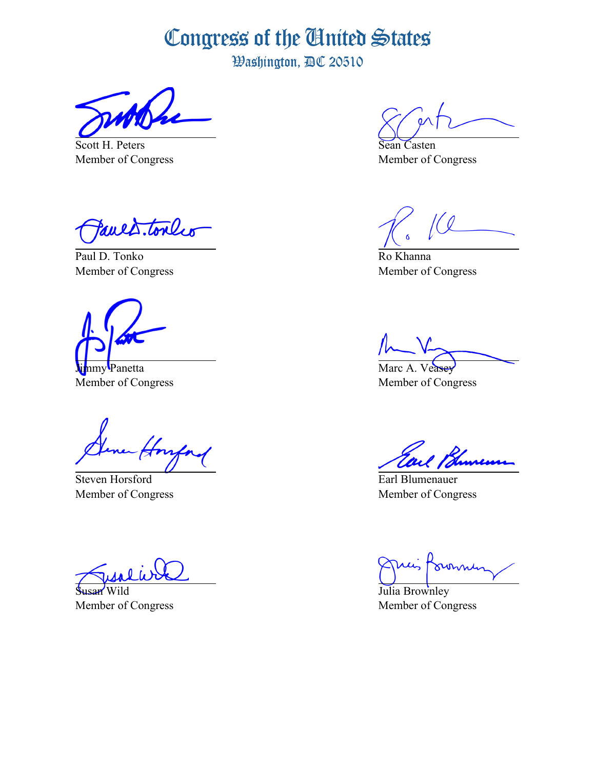# Congress of the United States

Washington, DC 20510

Scott H. Peters
Member of Congress

Sean Casten
Member of Congress

Paul D. Tonko
Member of Congress

Ro Khanna
Member of Congress

Jimmy Panetta
Member of Congress

Marc A. Veasey
Member of Congress

Steven Horsford
Member of Congress

Earl Blumenauer
Member of Congress

Susan Wild
Member of Congress

Julia Brownley
Member of Congress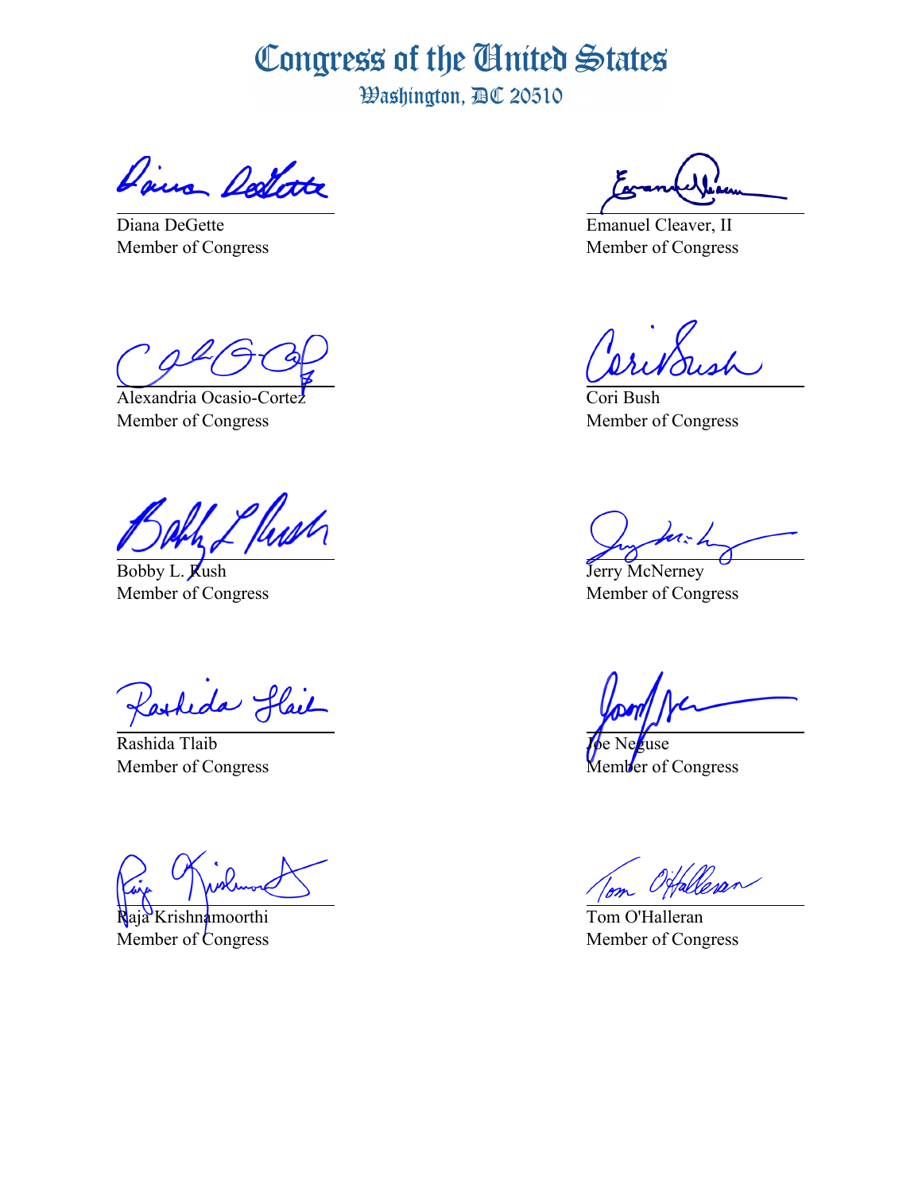# Congress of the United States

Washington, DC 20510

Diana DeGette
Member of Congress

Emanuel Cleaver, II
Member of Congress

Alexandria Ocasio-Cortez
Member of Congress

Cori Bush
Member of Congress

Bobby L. Rush
Member of Congress

Jerry McNerney
Member of Congress

Rashida Tlaib
Member of Congress

Joe Neguse
Member of Congress

Raja Krishnamoorthi
Member of Congress

Tom O'Halleran
Member of Congress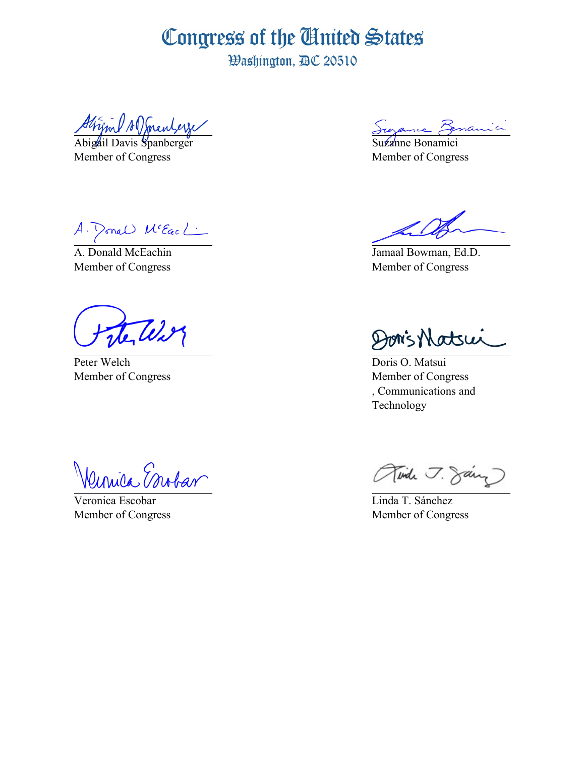# Congress of the United States

Washington, DC 20510

Abigail Davis Spanberger
Member of Congress

Suzanne Bonamici
Member of Congress

A. Donald McEachin
Member of Congress

Jamaal Bowman, Ed.D.
Member of Congress

Peter Welch
Member of Congress

Doris O. Matsui
Member of Congress
, Communications and Technology

Veronica Escobar
Member of Congress

Linda T. Sánchez
Member of Congress